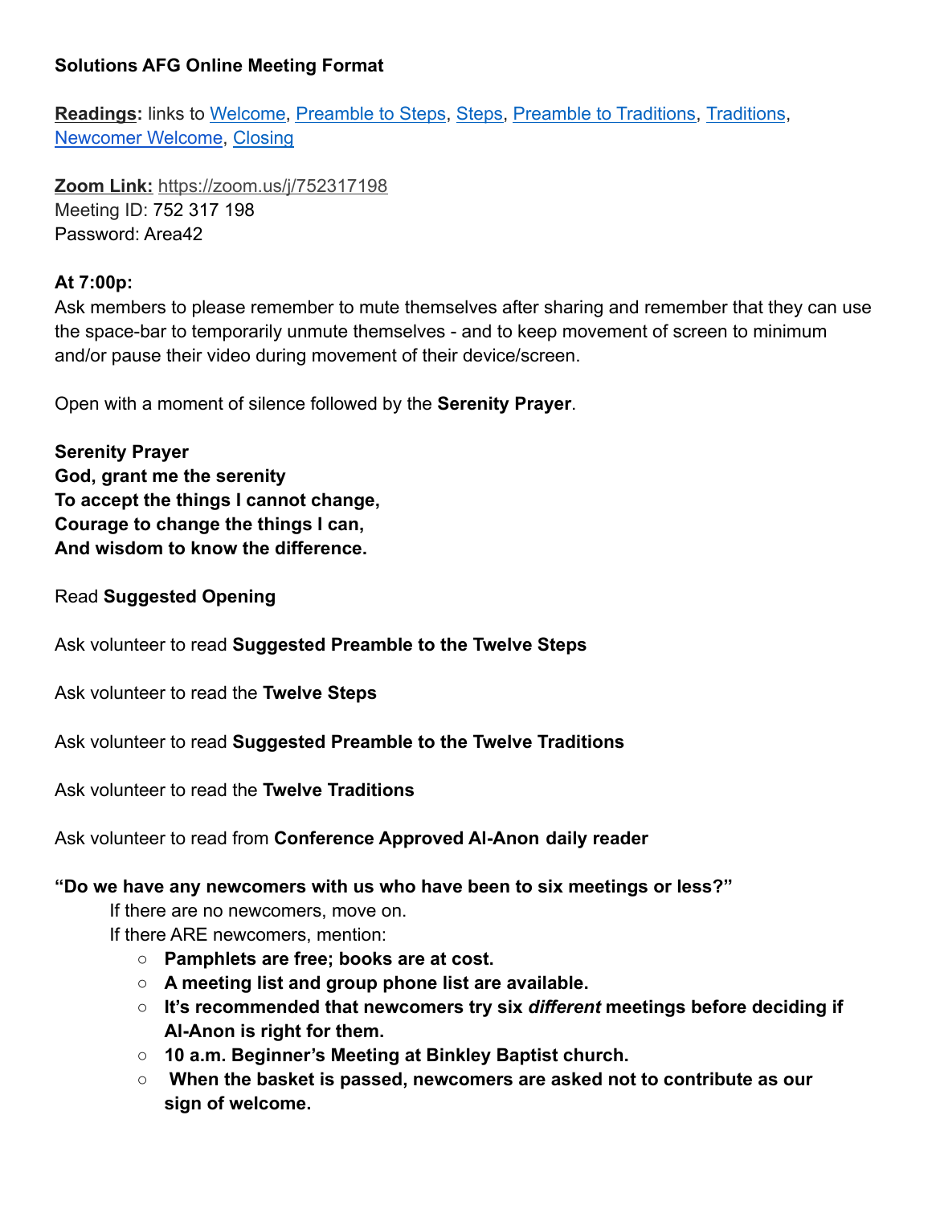**Solutions AFG Online Meeting Format**

**Readings:** links to Welcome, Preamble to Steps, Steps, Preamble to Traditions, Traditions, Newcomer Welcome, Closing

**Zoom Link:** https://zoom.us/j/752317198
Meeting ID: 752 317 198
Password: Area42

**At 7:00p:**
Ask members to please remember to mute themselves after sharing and remember that they can use the space-bar to temporarily unmute themselves - and to keep movement of screen to minimum and/or pause their video during movement of their device/screen.

Open with a moment of silence followed by the **Serenity Prayer**.

**Serenity Prayer**
**God, grant me the serenity**
**To accept the things I cannot change,**
**Courage to change the things I can,**
**And wisdom to know the difference.**

Read **Suggested Opening**

Ask volunteer to read **Suggested Preamble to the Twelve Steps**

Ask volunteer to read the **Twelve Steps**

Ask volunteer to read **Suggested Preamble to the Twelve Traditions**

Ask volunteer to read the **Twelve Traditions**

Ask volunteer to read from **Conference Approved Al-Anon daily reader**

**"Do we have any newcomers with us who have been to six meetings or less?"**

If there are no newcomers, move on.
If there ARE newcomers, mention:

- **Pamphlets are free; books are at cost.**
- **A meeting list and group phone list are available.**
- **It's recommended that newcomers try six *different* meetings before deciding if Al-Anon is right for them.**
- **10 a.m. Beginner's Meeting at Binkley Baptist church.**
- **When the basket is passed, newcomers are asked not to contribute as our sign of welcome.**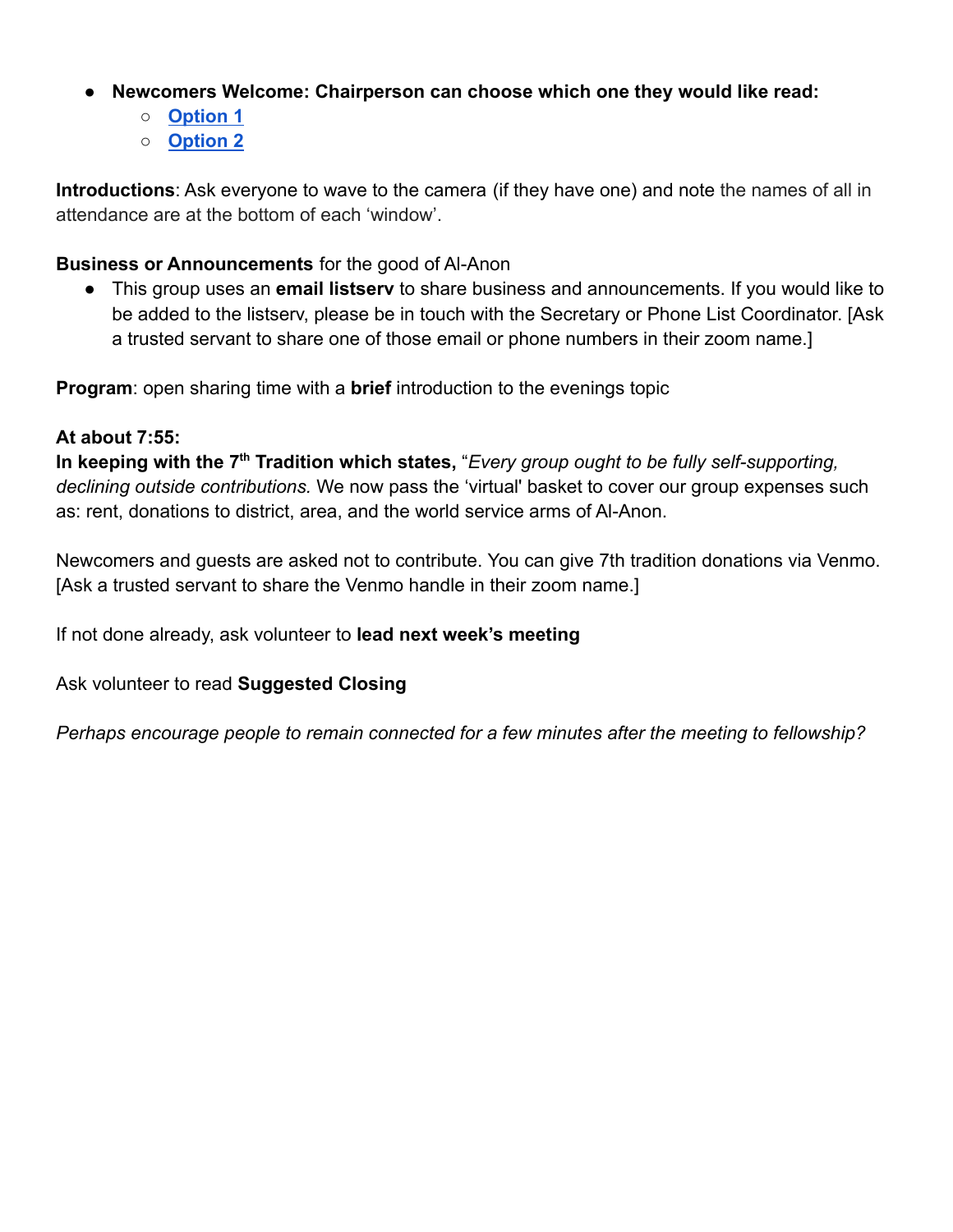- **Newcomers Welcome: Chairperson can choose which one they would like read:**
  - **Option 1**
  - **Option 2**

**Introductions**: Ask everyone to wave to the camera (if they have one) and note the names of all in attendance are at the bottom of each 'window'.

**Business or Announcements** for the good of Al-Anon

- This group uses an **email listserv** to share business and announcements. If you would like to be added to the listserv, please be in touch with the Secretary or Phone List Coordinator. [Ask a trusted servant to share one of those email or phone numbers in their zoom name.]

**Program**: open sharing time with a **brief** introduction to the evenings topic

**At about 7:55:**
**In keeping with the 7th Tradition which states,** "*Every group ought to be fully self-supporting, declining outside contributions.* We now pass the 'virtual' basket to cover our group expenses such as: rent, donations to district, area, and the world service arms of Al-Anon.

Newcomers and guests are asked not to contribute. You can give 7th tradition donations via Venmo. [Ask a trusted servant to share the Venmo handle in their zoom name.]

If not done already, ask volunteer to **lead next week's meeting**

Ask volunteer to read **Suggested Closing**

*Perhaps encourage people to remain connected for a few minutes after the meeting to fellowship?*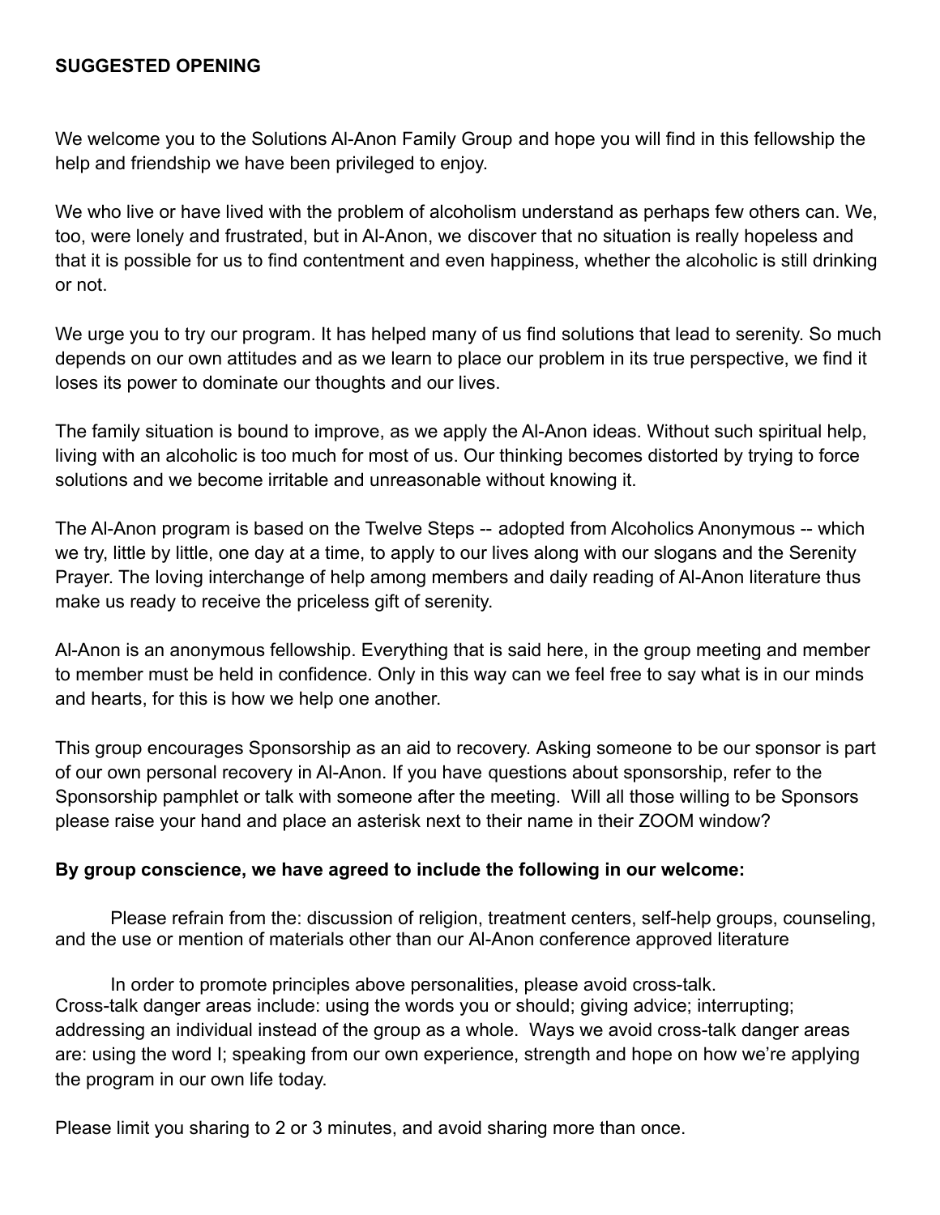**SUGGESTED OPENING**

We welcome you to the Solutions Al-Anon Family Group and hope you will find in this fellowship the help and friendship we have been privileged to enjoy.

We who live or have lived with the problem of alcoholism understand as perhaps few others can. We, too, were lonely and frustrated, but in Al-Anon, we discover that no situation is really hopeless and that it is possible for us to find contentment and even happiness, whether the alcoholic is still drinking or not.

We urge you to try our program. It has helped many of us find solutions that lead to serenity. So much depends on our own attitudes and as we learn to place our problem in its true perspective, we find it loses its power to dominate our thoughts and our lives.

The family situation is bound to improve, as we apply the Al-Anon ideas. Without such spiritual help, living with an alcoholic is too much for most of us. Our thinking becomes distorted by trying to force solutions and we become irritable and unreasonable without knowing it.

The Al-Anon program is based on the Twelve Steps -- adopted from Alcoholics Anonymous -- which we try, little by little, one day at a time, to apply to our lives along with our slogans and the Serenity Prayer. The loving interchange of help among members and daily reading of Al-Anon literature thus make us ready to receive the priceless gift of serenity.

Al-Anon is an anonymous fellowship. Everything that is said here, in the group meeting and member to member must be held in confidence. Only in this way can we feel free to say what is in our minds and hearts, for this is how we help one another.

This group encourages Sponsorship as an aid to recovery. Asking someone to be our sponsor is part of our own personal recovery in Al-Anon. If you have questions about sponsorship, refer to the Sponsorship pamphlet or talk with someone after the meeting. Will all those willing to be Sponsors please raise your hand and place an asterisk next to their name in their ZOOM window?

**By group conscience, we have agreed to include the following in our welcome:**

Please refrain from the: discussion of religion, treatment centers, self-help groups, counseling, and the use or mention of materials other than our Al-Anon conference approved literature

In order to promote principles above personalities, please avoid cross-talk. Cross-talk danger areas include: using the words you or should; giving advice; interrupting; addressing an individual instead of the group as a whole. Ways we avoid cross-talk danger areas are: using the word I; speaking from our own experience, strength and hope on how we're applying the program in our own life today.

Please limit you sharing to 2 or 3 minutes, and avoid sharing more than once.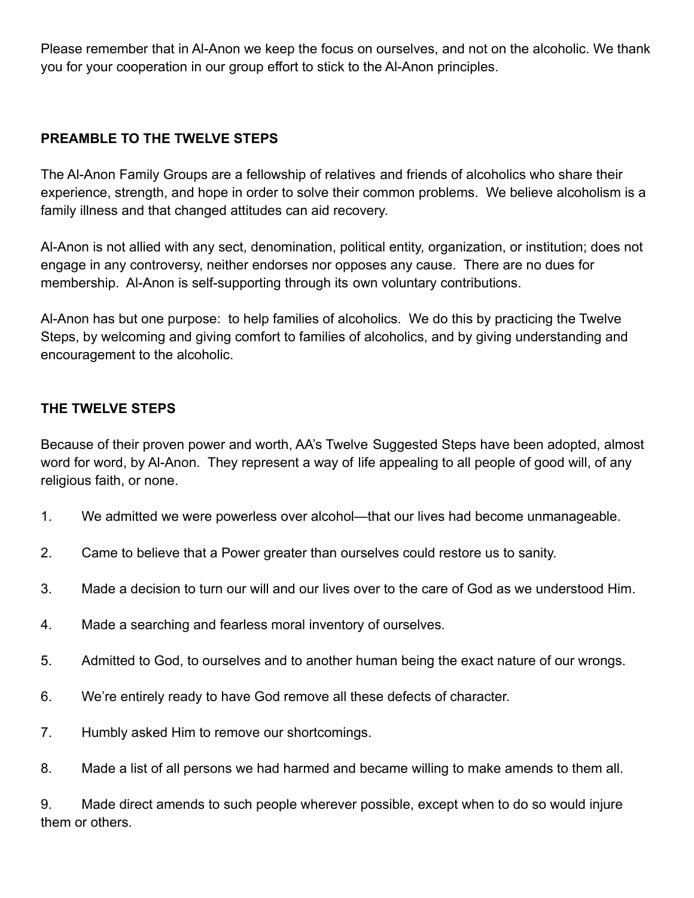Please remember that in Al-Anon we keep the focus on ourselves, and not on the alcoholic. We thank you for your cooperation in our group effort to stick to the Al-Anon principles.

## PREAMBLE TO THE TWELVE STEPS

The Al-Anon Family Groups are a fellowship of relatives and friends of alcoholics who share their experience, strength, and hope in order to solve their common problems. We believe alcoholism is a family illness and that changed attitudes can aid recovery.

Al-Anon is not allied with any sect, denomination, political entity, organization, or institution; does not engage in any controversy, neither endorses nor opposes any cause. There are no dues for membership. Al-Anon is self-supporting through its own voluntary contributions.

Al-Anon has but one purpose: to help families of alcoholics. We do this by practicing the Twelve Steps, by welcoming and giving comfort to families of alcoholics, and by giving understanding and encouragement to the alcoholic.

## THE TWELVE STEPS

Because of their proven power and worth, AA's Twelve Suggested Steps have been adopted, almost word for word, by Al-Anon. They represent a way of life appealing to all people of good will, of any religious faith, or none.

1. We admitted we were powerless over alcohol—that our lives had become unmanageable.

2. Came to believe that a Power greater than ourselves could restore us to sanity.

3. Made a decision to turn our will and our lives over to the care of God as we understood Him.

4. Made a searching and fearless moral inventory of ourselves.

5. Admitted to God, to ourselves and to another human being the exact nature of our wrongs.

6. We're entirely ready to have God remove all these defects of character.

7. Humbly asked Him to remove our shortcomings.

8. Made a list of all persons we had harmed and became willing to make amends to them all.

9. Made direct amends to such people wherever possible, except when to do so would injure them or others.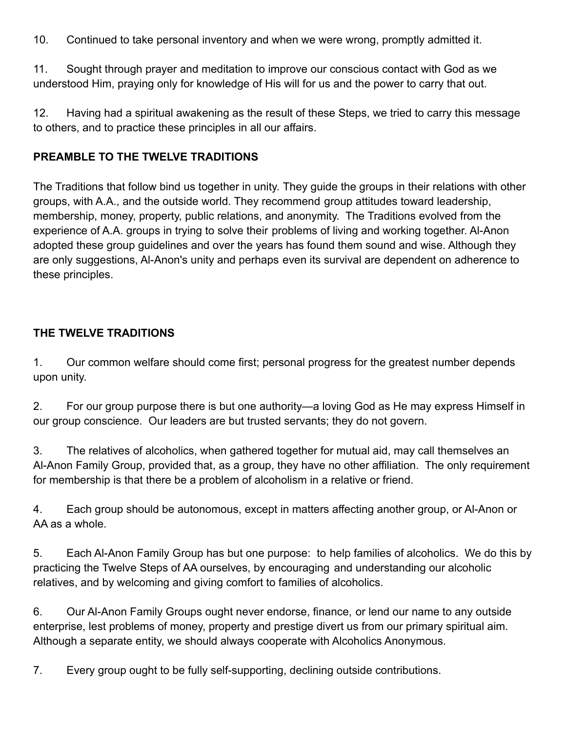10. Continued to take personal inventory and when we were wrong, promptly admitted it.

11. Sought through prayer and meditation to improve our conscious contact with God as we understood Him, praying only for knowledge of His will for us and the power to carry that out.

12. Having had a spiritual awakening as the result of these Steps, we tried to carry this message to others, and to practice these principles in all our affairs.

**PREAMBLE TO THE TWELVE TRADITIONS**

The Traditions that follow bind us together in unity. They guide the groups in their relations with other groups, with A.A., and the outside world. They recommend group attitudes toward leadership, membership, money, property, public relations, and anonymity. The Traditions evolved from the experience of A.A. groups in trying to solve their problems of living and working together. Al-Anon adopted these group guidelines and over the years has found them sound and wise. Although they are only suggestions, Al-Anon's unity and perhaps even its survival are dependent on adherence to these principles.

**THE TWELVE TRADITIONS**

1. Our common welfare should come first; personal progress for the greatest number depends upon unity.

2. For our group purpose there is but one authority—a loving God as He may express Himself in our group conscience. Our leaders are but trusted servants; they do not govern.

3. The relatives of alcoholics, when gathered together for mutual aid, may call themselves an Al-Anon Family Group, provided that, as a group, they have no other affiliation. The only requirement for membership is that there be a problem of alcoholism in a relative or friend.

4. Each group should be autonomous, except in matters affecting another group, or Al-Anon or AA as a whole.

5. Each Al-Anon Family Group has but one purpose: to help families of alcoholics. We do this by practicing the Twelve Steps of AA ourselves, by encouraging and understanding our alcoholic relatives, and by welcoming and giving comfort to families of alcoholics.

6. Our Al-Anon Family Groups ought never endorse, finance, or lend our name to any outside enterprise, lest problems of money, property and prestige divert us from our primary spiritual aim. Although a separate entity, we should always cooperate with Alcoholics Anonymous.

7. Every group ought to be fully self-supporting, declining outside contributions.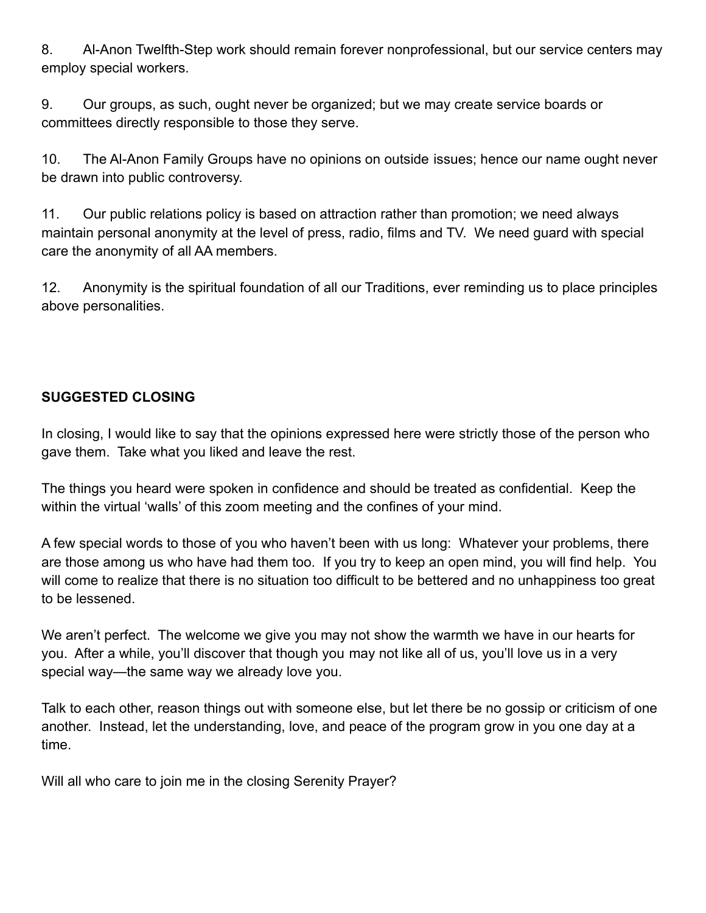8. Al-Anon Twelfth-Step work should remain forever nonprofessional, but our service centers may employ special workers.

9. Our groups, as such, ought never be organized; but we may create service boards or committees directly responsible to those they serve.

10. The Al-Anon Family Groups have no opinions on outside issues; hence our name ought never be drawn into public controversy.

11. Our public relations policy is based on attraction rather than promotion; we need always maintain personal anonymity at the level of press, radio, films and TV. We need guard with special care the anonymity of all AA members.

12. Anonymity is the spiritual foundation of all our Traditions, ever reminding us to place principles above personalities.

**SUGGESTED CLOSING**

In closing, I would like to say that the opinions expressed here were strictly those of the person who gave them. Take what you liked and leave the rest.

The things you heard were spoken in confidence and should be treated as confidential. Keep the within the virtual 'walls' of this zoom meeting and the confines of your mind.

A few special words to those of you who haven't been with us long: Whatever your problems, there are those among us who have had them too. If you try to keep an open mind, you will find help. You will come to realize that there is no situation too difficult to be bettered and no unhappiness too great to be lessened.

We aren't perfect. The welcome we give you may not show the warmth we have in our hearts for you. After a while, you'll discover that though you may not like all of us, you'll love us in a very special way—the same way we already love you.

Talk to each other, reason things out with someone else, but let there be no gossip or criticism of one another. Instead, let the understanding, love, and peace of the program grow in you one day at a time.

Will all who care to join me in the closing Serenity Prayer?